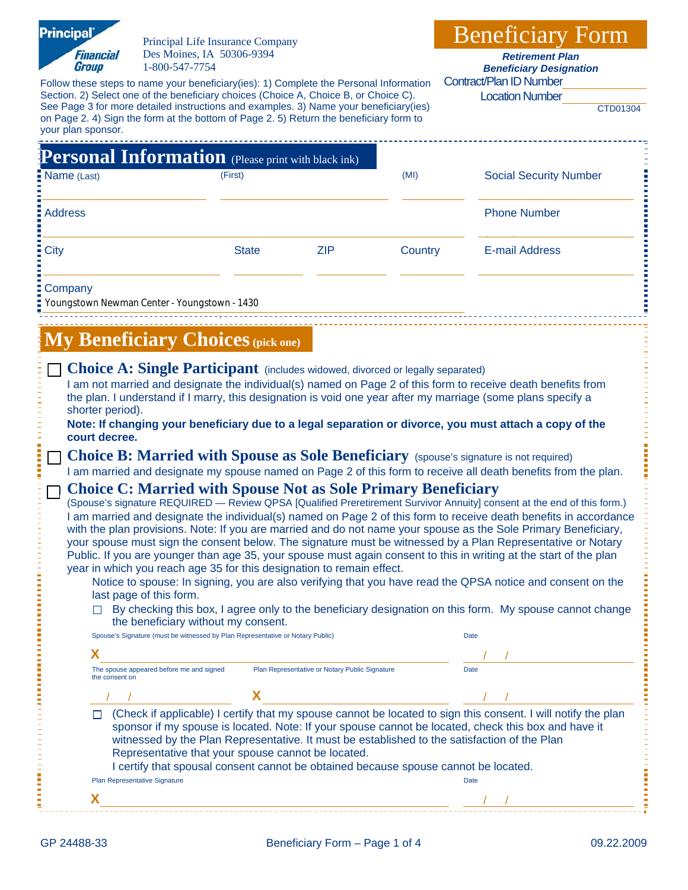Principal Financial Group

Principal Life Insurance Company
Des Moines, IA 50306-9394
1-800-547-7754

# Beneficiary Form

***Retirement Plan Beneficiary Designation***

Contract/Plan ID Number \_\_\_\_\_\_\_\_\_\_

Location Number \_\_\_\_\_\_\_\_\_\_

CTD01304

Follow these steps to name your beneficiary(ies): 1) Complete the Personal Information Section. 2) Select one of the beneficiary choices (Choice A, Choice B, or Choice C). See Page 3 for more detailed instructions and examples. 3) Name your beneficiary(ies) on Page 2. 4) Sign the form at the bottom of Page 2. 5) Return the beneficiary form to your plan sponsor.

## Personal Information (Please print with black ink)

| Name (Last) | (First) | | (MI) | Social Security Number |
|---|---|---|---|---|
| | | | | |
| Address | | | | Phone Number |
| | | | | |
| City | State | ZIP | Country | E-mail Address |
| | | | | |

Company
Youngstown Newman Center - Youngstown - 1430

## My Beneficiary Choices (pick one)

☐ **Choice A: Single Participant** (includes widowed, divorced or legally separated)
I am not married and designate the individual(s) named on Page 2 of this form to receive death benefits from the plan. I understand if I marry, this designation is void one year after my marriage (some plans specify a shorter period).
**Note: If changing your beneficiary due to a legal separation or divorce, you must attach a copy of the court decree.**

☐ **Choice B: Married with Spouse as Sole Beneficiary** (spouse's signature is not required)
I am married and designate my spouse named on Page 2 of this form to receive all death benefits from the plan.

☐ **Choice C: Married with Spouse Not as Sole Primary Beneficiary**
(Spouse's signature REQUIRED — Review QPSA [Qualified Preretirement Survivor Annuity] consent at the end of this form.)
I am married and designate the individual(s) named on Page 2 of this form to receive death benefits in accordance with the plan provisions. Note: If you are married and do not name your spouse as the Sole Primary Beneficiary, your spouse must sign the consent below. The signature must be witnessed by a Plan Representative or Notary Public. If you are younger than age 35, your spouse must again consent to this in writing at the start of the plan year in which you reach age 35 for this designation to remain effect.

Notice to spouse: In signing, you are also verifying that you have read the QPSA notice and consent on the last page of this form.

☐ By checking this box, I agree only to the beneficiary designation on this form. My spouse cannot change the beneficiary without my consent.

Spouse's Signature (must be witnessed by Plan Representative or Notary Public) X \_\_\_\_\_\_\_\_\_\_ Date \_\_ / \_\_ / \_\_

The spouse appeared before me and signed the consent on \_\_ / \_\_ / \_\_ Plan Representative or Notary Public Signature X \_\_\_\_\_\_\_\_\_\_ Date \_\_ / \_\_ / \_\_

☐ (Check if applicable) I certify that my spouse cannot be located to sign this consent. I will notify the plan sponsor if my spouse is located. Note: If your spouse cannot be located, check this box and have it witnessed by the Plan Representative. It must be established to the satisfaction of the Plan Representative that your spouse cannot be located.
I certify that spousal consent cannot be obtained because spouse cannot be located.

Plan Representative Signature X \_\_\_\_\_\_\_\_\_\_ Date \_\_ / \_\_ / \_\_

GP 24488-33 09.22.2009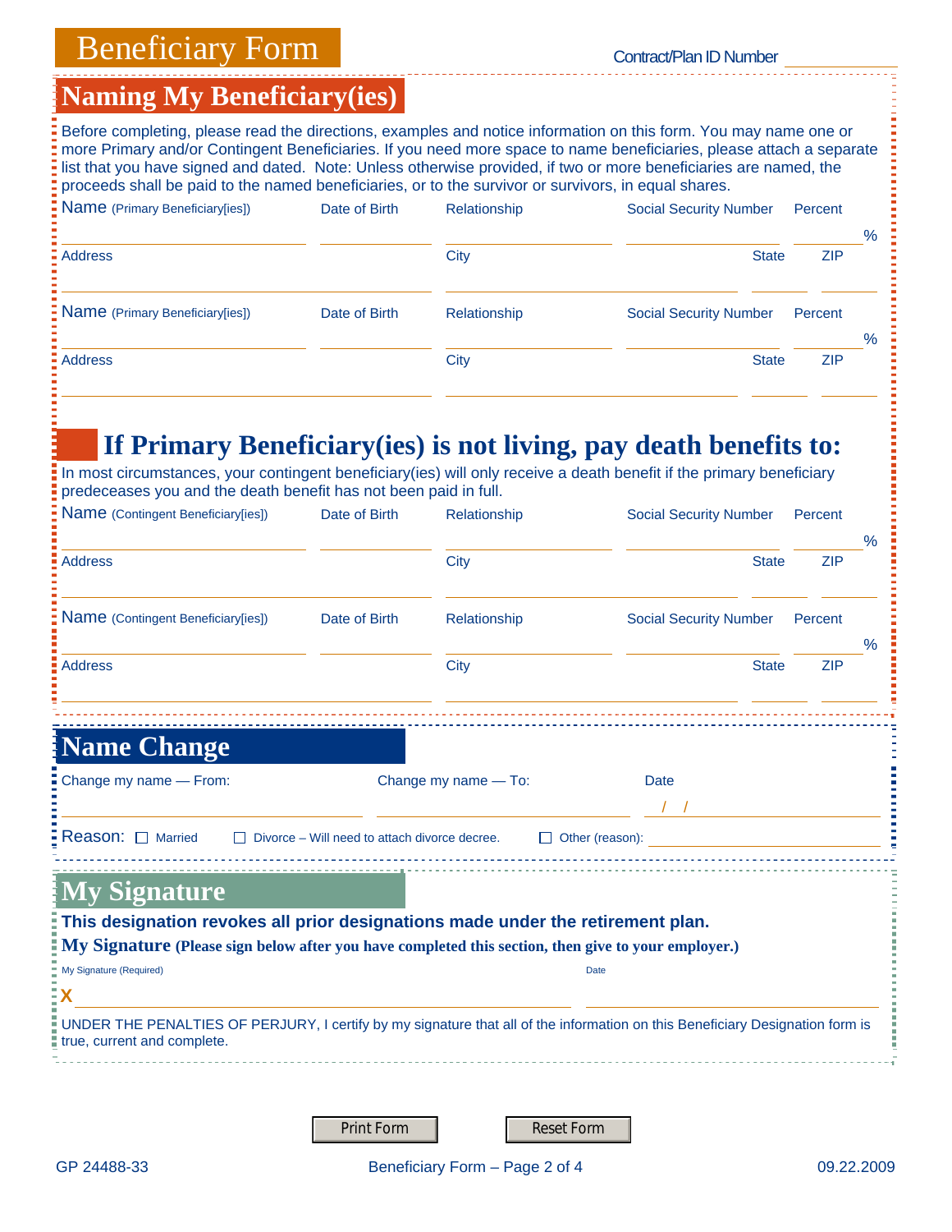# Beneficiary Form

Contract/Plan ID Number ____________

## Naming My Beneficiary(ies)

Before completing, please read the directions, examples and notice information on this form. You may name one or more Primary and/or Contingent Beneficiaries. If you need more space to name beneficiaries, please attach a separate list that you have signed and dated. Note: Unless otherwise provided, if two or more beneficiaries are named, the proceeds shall be paid to the named beneficiaries, or to the survivor or survivors, in equal shares.

| Name (Primary Beneficiary[ies]) | Date of Birth | Relationship | Social Security Number | Percent |
|---|---|---|---|---|
| | | | | % |

| Address | City | State | ZIP |
|---|---|---|---|
| | | | |

| Name (Primary Beneficiary[ies]) | Date of Birth | Relationship | Social Security Number | Percent |
|---|---|---|---|---|
| | | | | % |

| Address | City | State | ZIP |
|---|---|---|---|
| | | | |

## If Primary Beneficiary(ies) is not living, pay death benefits to:

In most circumstances, your contingent beneficiary(ies) will only receive a death benefit if the primary beneficiary predeceases you and the death benefit has not been paid in full.

| Name (Contingent Beneficiary[ies]) | Date of Birth | Relationship | Social Security Number | Percent |
|---|---|---|---|---|
| | | | | % |

| Address | City | State | ZIP |
|---|---|---|---|
| | | | |

| Name (Contingent Beneficiary[ies]) | Date of Birth | Relationship | Social Security Number | Percent |
|---|---|---|---|---|
| | | | | % |

| Address | City | State | ZIP |
|---|---|---|---|
| | | | |

## Name Change

| Change my name — From: | Change my name — To: | Date |
|---|---|---|
| | | / / |

Reason: ☐ Married ☐ Divorce – Will need to attach divorce decree. ☐ Other (reason): ____________

## My Signature

**This designation revokes all prior designations made under the retirement plan.**

**My Signature (Please sign below after you have completed this section, then give to your employer.)**

My Signature (Required) X ______________________ Date ____________

UNDER THE PENALTIES OF PERJURY, I certify by my signature that all of the information on this Beneficiary Designation form is true, current and complete.

Print Form Reset Form

GP 24488-33 09.22.2009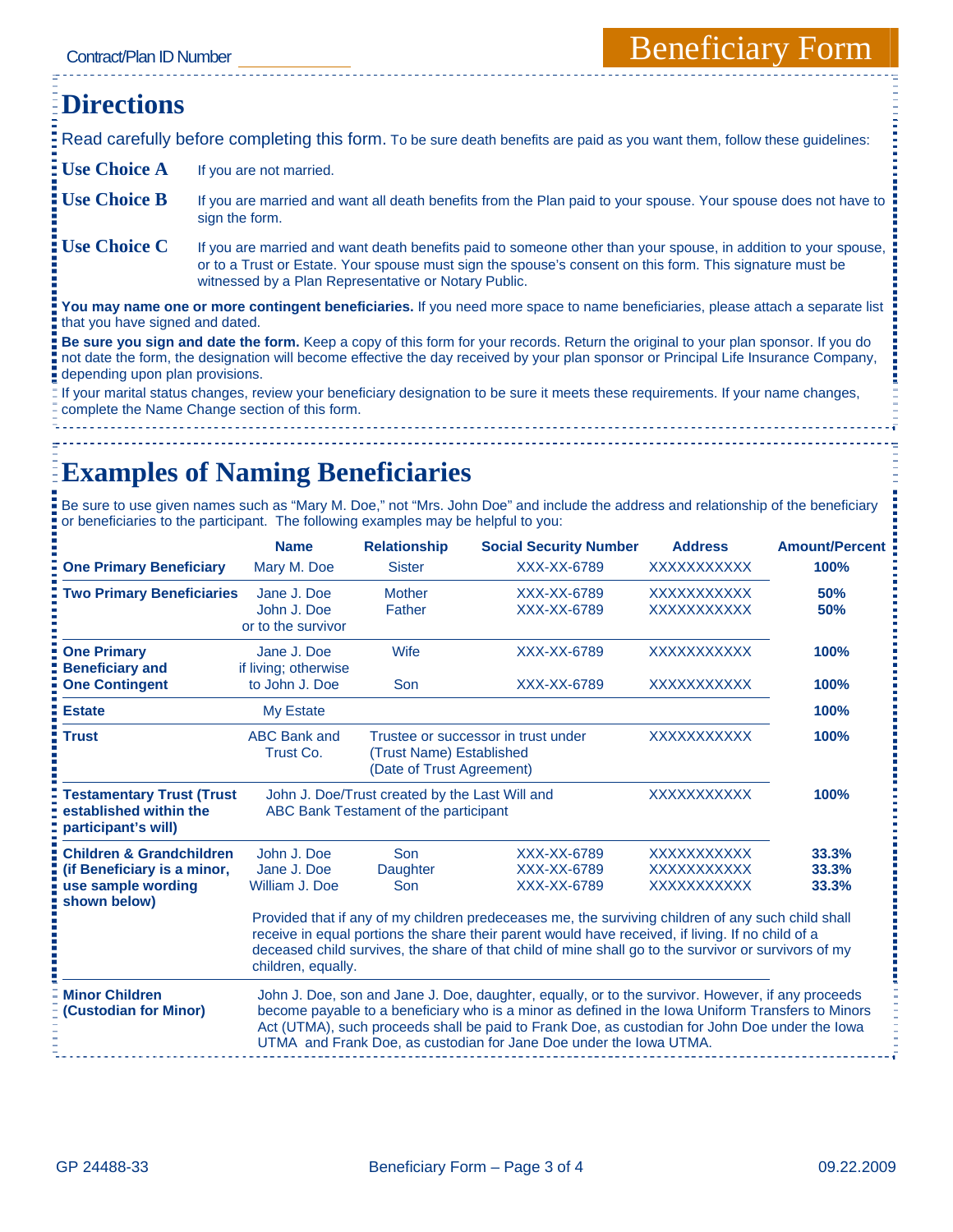Contract/Plan ID Number \_\_\_\_\_\_\_\_\_\_\_\_

# Beneficiary Form

## Directions

Read carefully before completing this form. To be sure death benefits are paid as you want them, follow these guidelines:

**Use Choice A** If you are not married.

**Use Choice B** If you are married and want all death benefits from the Plan paid to your spouse. Your spouse does not have to sign the form.

**Use Choice C** If you are married and want death benefits paid to someone other than your spouse, in addition to your spouse, or to a Trust or Estate. Your spouse must sign the spouse's consent on this form. This signature must be witnessed by a Plan Representative or Notary Public.

**You may name one or more contingent beneficiaries.** If you need more space to name beneficiaries, please attach a separate list that you have signed and dated.

**Be sure you sign and date the form.** Keep a copy of this form for your records. Return the original to your plan sponsor. If you do not date the form, the designation will become effective the day received by your plan sponsor or Principal Life Insurance Company, depending upon plan provisions.

If your marital status changes, review your beneficiary designation to be sure it meets these requirements. If your name changes, complete the Name Change section of this form.

## Examples of Naming Beneficiaries

Be sure to use given names such as "Mary M. Doe," not "Mrs. John Doe" and include the address and relationship of the beneficiary or beneficiaries to the participant. The following examples may be helpful to you:

| | Name | Relationship | Social Security Number | Address | Amount/Percent |
|---|---|---|---|---|---|
| **One Primary Beneficiary** | Mary M. Doe | Sister | XXX-XX-6789 | XXXXXXXXXXX | **100%** |
| **Two Primary Beneficiaries** | Jane J. Doe<br>John J. Doe<br>or to the survivor | Mother<br>Father | XXX-XX-6789<br>XXX-XX-6789 | XXXXXXXXXXX<br>XXXXXXXXXXX | **50%**<br>**50%** |
| **One Primary Beneficiary and One Contingent** | Jane J. Doe<br>if living; otherwise<br>to John J. Doe | Wife<br><br>Son | XXX-XX-6789<br><br>XXX-XX-6789 | XXXXXXXXXXX<br><br>XXXXXXXXXXX | **100%**<br><br>**100%** |
| **Estate** | My Estate | | | | **100%** |
| **Trust** | ABC Bank and Trust Co. | Trustee or successor in trust under (Trust Name) Established (Date of Trust Agreement) | | XXXXXXXXXXX | **100%** |
| **Testamentary Trust (Trust established within the participant's will)** | John J. Doe/Trust created by the Last Will and ABC Bank Testament of the participant | | | XXXXXXXXXXX | **100%** |
| **Children & Grandchildren (if Beneficiary is a minor, use sample wording shown below)** | John J. Doe<br>Jane J. Doe<br>William J. Doe | Son<br>Daughter<br>Son | XXX-XX-6789<br>XXX-XX-6789<br>XXX-XX-6789 | XXXXXXXXXXX<br>XXXXXXXXXXX<br>XXXXXXXXXXX | **33.3%**<br>**33.3%**<br>**33.3%** |
| | Provided that if any of my children predeceases me, the surviving children of any such child shall receive in equal portions the share their parent would have received, if living. If no child of a deceased child survives, the share of that child of mine shall go to the survivor or survivors of my children, equally. | | | | |
| **Minor Children (Custodian for Minor)** | John J. Doe, son and Jane J. Doe, daughter, equally, or to the survivor. However, if any proceeds become payable to a beneficiary who is a minor as defined in the Iowa Uniform Transfers to Minors Act (UTMA), such proceeds shall be paid to Frank Doe, as custodian for John Doe under the Iowa UTMA and Frank Doe, as custodian for Jane Doe under the Iowa UTMA. | | | | |

GP 24488-33 09.22.2009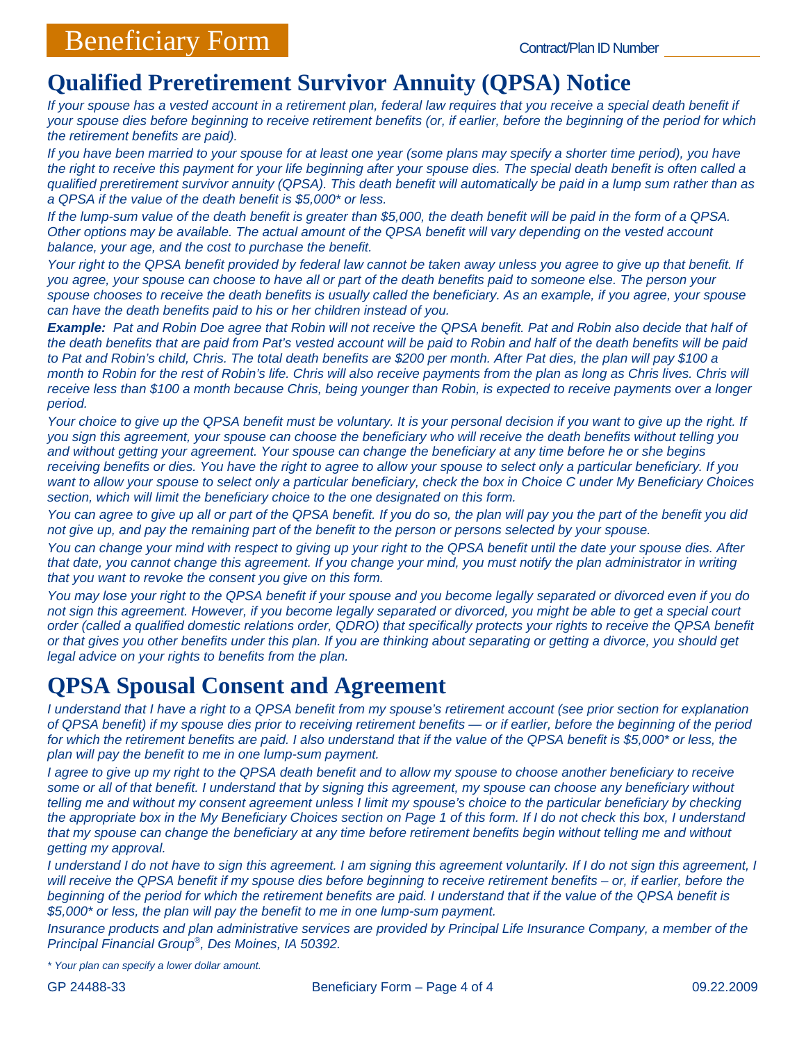# Beneficiary Form

Contract/Plan ID Number \_\_\_\_\_\_\_\_\_\_\_\_

## Qualified Preretirement Survivor Annuity (QPSA) Notice

*If your spouse has a vested account in a retirement plan, federal law requires that you receive a special death benefit if your spouse dies before beginning to receive retirement benefits (or, if earlier, before the beginning of the period for which the retirement benefits are paid).*

*If you have been married to your spouse for at least one year (some plans may specify a shorter time period), you have the right to receive this payment for your life beginning after your spouse dies. The special death benefit is often called a qualified preretirement survivor annuity (QPSA). This death benefit will automatically be paid in a lump sum rather than as a QPSA if the value of the death benefit is $5,000* or less.*

*If the lump-sum value of the death benefit is greater than $5,000, the death benefit will be paid in the form of a QPSA. Other options may be available. The actual amount of the QPSA benefit will vary depending on the vested account balance, your age, and the cost to purchase the benefit.*

*Your right to the QPSA benefit provided by federal law cannot be taken away unless you agree to give up that benefit. If you agree, your spouse can choose to have all or part of the death benefits paid to someone else. The person your spouse chooses to receive the death benefits is usually called the beneficiary. As an example, if you agree, your spouse can have the death benefits paid to his or her children instead of you.*

***Example:*** *Pat and Robin Doe agree that Robin will not receive the QPSA benefit. Pat and Robin also decide that half of the death benefits that are paid from Pat's vested account will be paid to Robin and half of the death benefits will be paid to Pat and Robin's child, Chris. The total death benefits are $200 per month. After Pat dies, the plan will pay $100 a month to Robin for the rest of Robin's life. Chris will also receive payments from the plan as long as Chris lives. Chris will receive less than $100 a month because Chris, being younger than Robin, is expected to receive payments over a longer period.*

*Your choice to give up the QPSA benefit must be voluntary. It is your personal decision if you want to give up the right. If you sign this agreement, your spouse can choose the beneficiary who will receive the death benefits without telling you and without getting your agreement. Your spouse can change the beneficiary at any time before he or she begins receiving benefits or dies. You have the right to agree to allow your spouse to select only a particular beneficiary. If you want to allow your spouse to select only a particular beneficiary, check the box in Choice C under My Beneficiary Choices section, which will limit the beneficiary choice to the one designated on this form.*

*You can agree to give up all or part of the QPSA benefit. If you do so, the plan will pay you the part of the benefit you did not give up, and pay the remaining part of the benefit to the person or persons selected by your spouse.*

*You can change your mind with respect to giving up your right to the QPSA benefit until the date your spouse dies. After that date, you cannot change this agreement. If you change your mind, you must notify the plan administrator in writing that you want to revoke the consent you give on this form.*

*You may lose your right to the QPSA benefit if your spouse and you become legally separated or divorced even if you do not sign this agreement. However, if you become legally separated or divorced, you might be able to get a special court order (called a qualified domestic relations order, QDRO) that specifically protects your rights to receive the QPSA benefit or that gives you other benefits under this plan. If you are thinking about separating or getting a divorce, you should get legal advice on your rights to benefits from the plan.*

## QPSA Spousal Consent and Agreement

*I understand that I have a right to a QPSA benefit from my spouse's retirement account (see prior section for explanation of QPSA benefit) if my spouse dies prior to receiving retirement benefits — or if earlier, before the beginning of the period for which the retirement benefits are paid. I also understand that if the value of the QPSA benefit is $5,000* or less, the plan will pay the benefit to me in one lump-sum payment.*

*I agree to give up my right to the QPSA death benefit and to allow my spouse to choose another beneficiary to receive some or all of that benefit. I understand that by signing this agreement, my spouse can choose any beneficiary without telling me and without my consent agreement unless I limit my spouse's choice to the particular beneficiary by checking the appropriate box in the My Beneficiary Choices section on Page 1 of this form. If I do not check this box, I understand that my spouse can change the beneficiary at any time before retirement benefits begin without telling me and without getting my approval.*

*I understand I do not have to sign this agreement. I am signing this agreement voluntarily. If I do not sign this agreement, I will receive the QPSA benefit if my spouse dies before beginning to receive retirement benefits – or, if earlier, before the beginning of the period for which the retirement benefits are paid. I understand that if the value of the QPSA benefit is $5,000* or less, the plan will pay the benefit to me in one lump-sum payment.*

*Insurance products and plan administrative services are provided by Principal Life Insurance Company, a member of the Principal Financial Group®, Des Moines, IA 50392.*

*\* Your plan can specify a lower dollar amount.*

GP 24488-33 09.22.2009